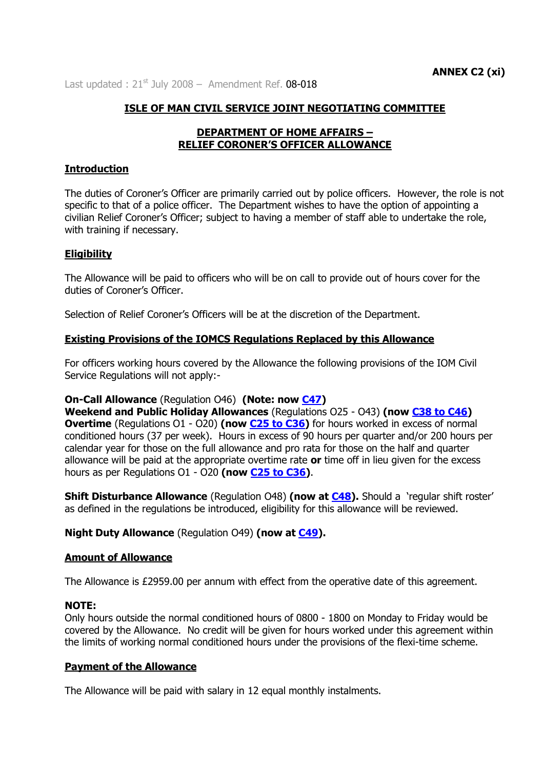**ANNEX C2 (xi)**

Last updated : 21st July 2008 – Amendment Ref. 08-018

## ISLE OF MAN CIVIL SERVICE JOINT NEGOTIATING COMMITTEE

## DEPARTMENT OF HOME AFFAIRS – RELIEF CORONER'S OFFICER ALLOWANCE

### Introduction

The duties of Coroner's Officer are primarily carried out by police officers. However, the role is not specific to that of a police officer. The Department wishes to have the option of appointing a civilian Relief Coroner's Officer; subject to having a member of staff able to undertake the role, with training if necessary.

### Eligibility

The Allowance will be paid to officers who will be on call to provide out of hours cover for the duties of Coroner's Officer.

Selection of Relief Coroner's Officers will be at the discretion of the Department.

### Existing Provisions of the IOMCS Regulations Replaced by this Allowance

For officers working hours covered by the Allowance the following provisions of the IOM Civil Service Regulations will not apply:-

**On-Call Allowance** (Regulation O46) **(Note: now C47)**
**Weekend and Public Holiday Allowances** (Regulations O25 - O43) **(now C38 to C46)**
**Overtime** (Regulations O1 - O20) **(now C25 to C36)** for hours worked in excess of normal conditioned hours (37 per week). Hours in excess of 90 hours per quarter and/or 200 hours per calendar year for those on the full allowance and pro rata for those on the half and quarter allowance will be paid at the appropriate overtime rate **or** time off in lieu given for the excess hours as per Regulations O1 - O20 **(now C25 to C36)**.

**Shift Disturbance Allowance** (Regulation O48) **(now at C48).** Should a 'regular shift roster' as defined in the regulations be introduced, eligibility for this allowance will be reviewed.

**Night Duty Allowance** (Regulation O49) **(now at C49).**

### Amount of Allowance

The Allowance is £2959.00 per annum with effect from the operative date of this agreement.

**NOTE:**
Only hours outside the normal conditioned hours of 0800 - 1800 on Monday to Friday would be covered by the Allowance. No credit will be given for hours worked under this agreement within the limits of working normal conditioned hours under the provisions of the flexi-time scheme.

### Payment of the Allowance

The Allowance will be paid with salary in 12 equal monthly instalments.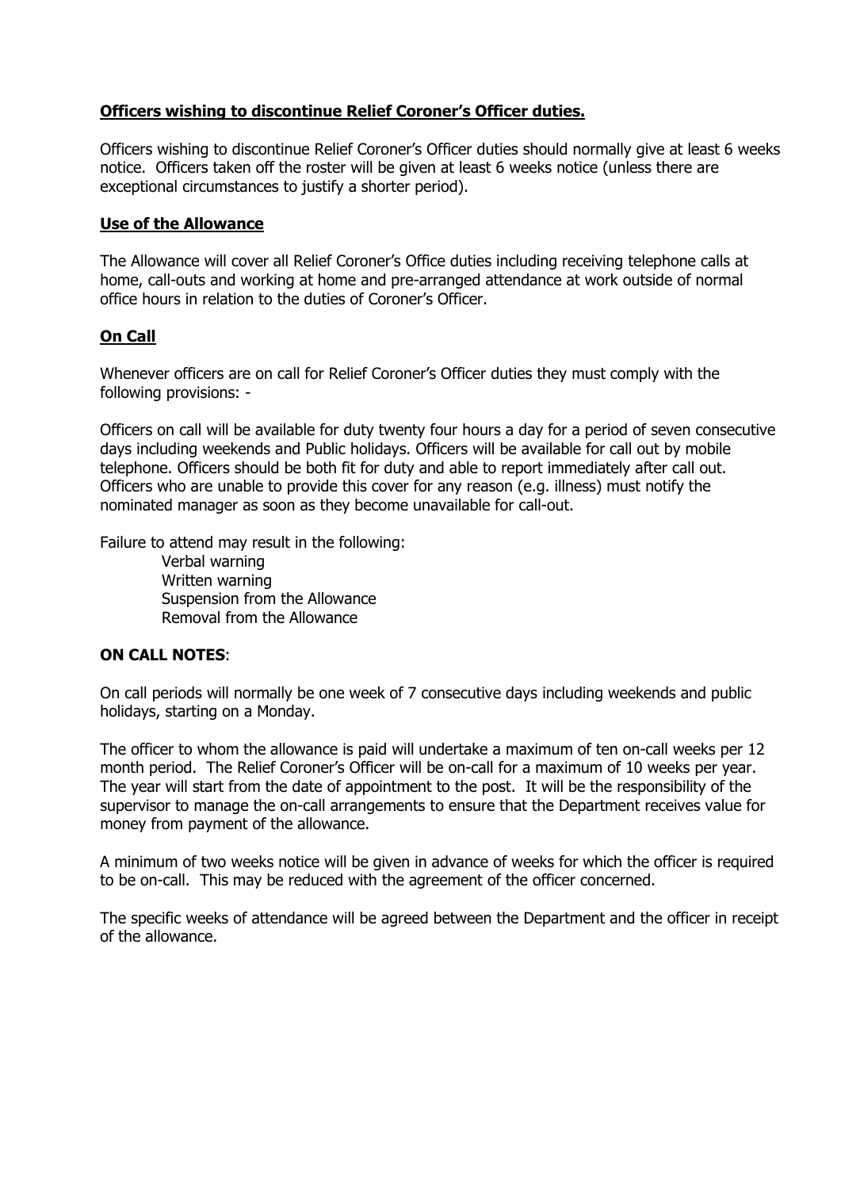**Officers wishing to discontinue Relief Coroner's Officer duties.**

Officers wishing to discontinue Relief Coroner's Officer duties should normally give at least 6 weeks notice. Officers taken off the roster will be given at least 6 weeks notice (unless there are exceptional circumstances to justify a shorter period).

**Use of the Allowance**

The Allowance will cover all Relief Coroner's Office duties including receiving telephone calls at home, call-outs and working at home and pre-arranged attendance at work outside of normal office hours in relation to the duties of Coroner's Officer.

**On Call**

Whenever officers are on call for Relief Coroner's Officer duties they must comply with the following provisions: -

Officers on call will be available for duty twenty four hours a day for a period of seven consecutive days including weekends and Public holidays. Officers will be available for call out by mobile telephone. Officers should be both fit for duty and able to report immediately after call out. Officers who are unable to provide this cover for any reason (e.g. illness) must notify the nominated manager as soon as they become unavailable for call-out.

Failure to attend may result in the following:

- Verbal warning
- Written warning
- Suspension from the Allowance
- Removal from the Allowance

**ON CALL NOTES**:

On call periods will normally be one week of 7 consecutive days including weekends and public holidays, starting on a Monday.

The officer to whom the allowance is paid will undertake a maximum of ten on-call weeks per 12 month period. The Relief Coroner's Officer will be on-call for a maximum of 10 weeks per year. The year will start from the date of appointment to the post. It will be the responsibility of the supervisor to manage the on-call arrangements to ensure that the Department receives value for money from payment of the allowance.

A minimum of two weeks notice will be given in advance of weeks for which the officer is required to be on-call. This may be reduced with the agreement of the officer concerned.

The specific weeks of attendance will be agreed between the Department and the officer in receipt of the allowance.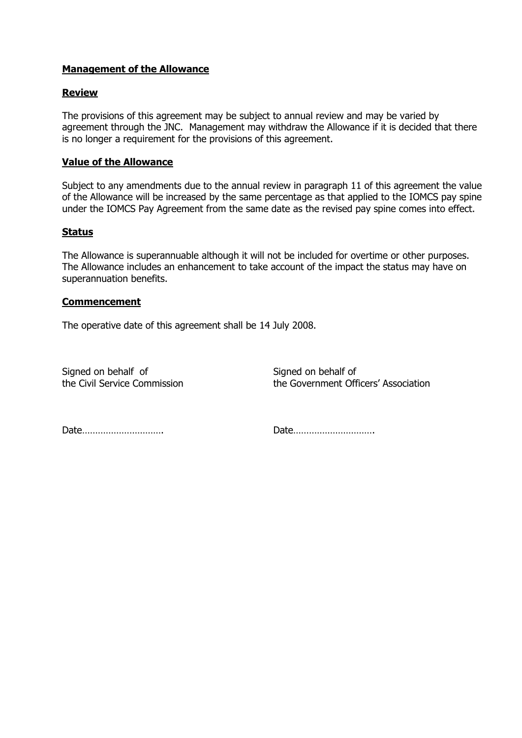**Management of the Allowance**

**Review**

The provisions of this agreement may be subject to annual review and may be varied by agreement through the JNC. Management may withdraw the Allowance if it is decided that there is no longer a requirement for the provisions of this agreement.

**Value of the Allowance**

Subject to any amendments due to the annual review in paragraph 11 of this agreement the value of the Allowance will be increased by the same percentage as that applied to the IOMCS pay spine under the IOMCS Pay Agreement from the same date as the revised pay spine comes into effect.

**Status**

The Allowance is superannuable although it will not be included for overtime or other purposes. The Allowance includes an enhancement to take account of the impact the status may have on superannuation benefits.

**Commencement**

The operative date of this agreement shall be 14 July 2008.

Signed on behalf of
the Civil Service Commission

Date………………………….

Signed on behalf of
the Government Officers' Association

Date………………………….